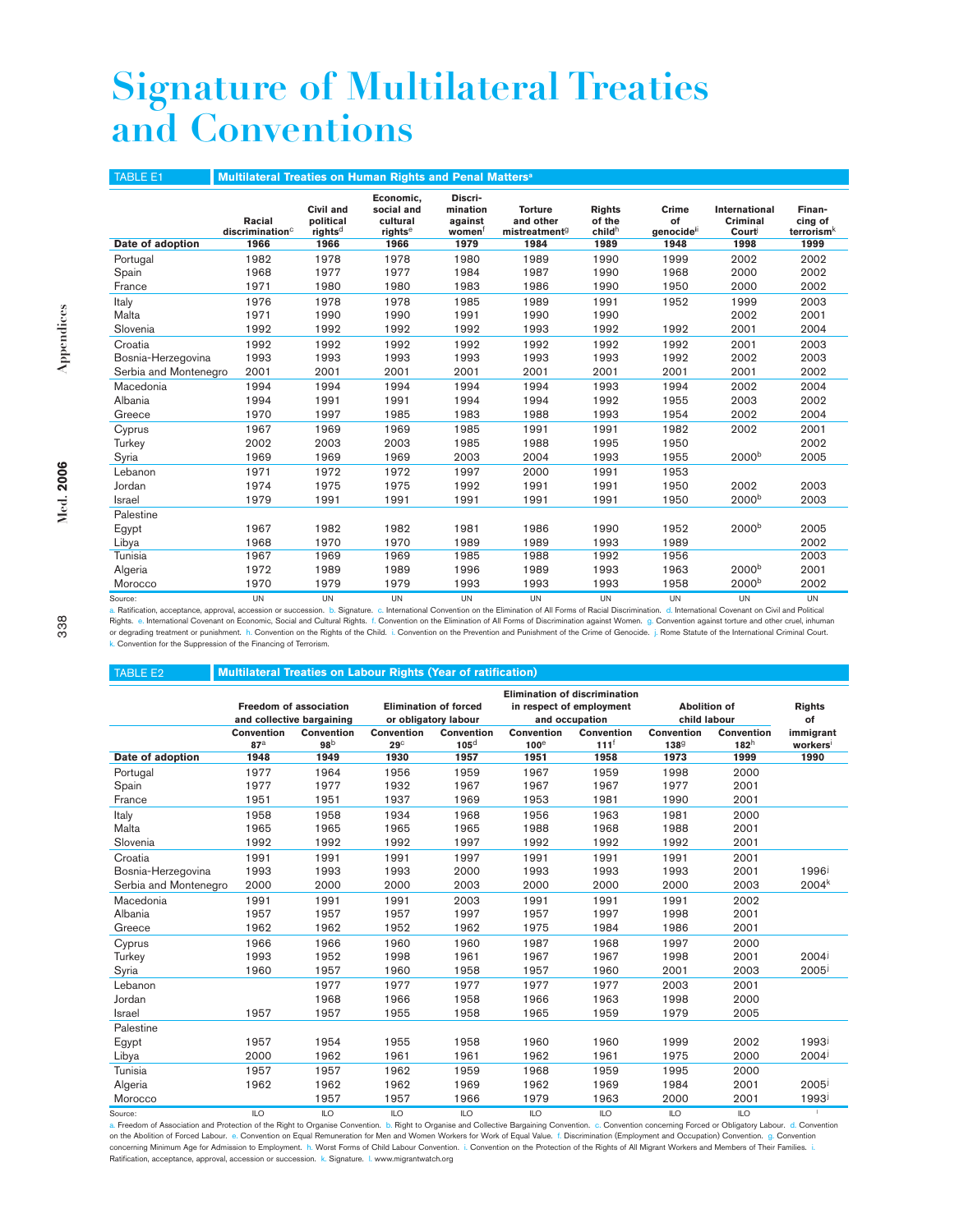# Signature of Multilateral Treaties and Conventions

**TABLE E1 — Multilateral Treaties on Human Rights and Penal Matters[a]**

| | Racial discrimination[c] | Civil and political rights[d] | Economic, social and cultural rights[e] | Discri-mination against women[f] | Torture and other mistreatment[g] | Rights of the child[h] | Crime of genocide[i] | International Criminal Court[j] | Finan-cing of terrorism[k] |
|---|---|---|---|---|---|---|---|---|---|
| **Date of adoption** | **1966** | **1966** | **1966** | **1979** | **1984** | **1989** | **1948** | **1998** | **1999** |
| Portugal | 1982 | 1978 | 1978 | 1980 | 1989 | 1990 | 1999 | 2002 | 2002 |
| Spain | 1968 | 1977 | 1977 | 1984 | 1987 | 1990 | 1968 | 2000 | 2002 |
| France | 1971 | 1980 | 1980 | 1983 | 1986 | 1990 | 1950 | 2000 | 2002 |
| Italy | 1976 | 1978 | 1978 | 1985 | 1989 | 1991 | 1952 | 1999 | 2003 |
| Malta | 1971 | 1990 | 1990 | 1991 | 1990 | 1990 | | 2002 | 2001 |
| Slovenia | 1992 | 1992 | 1992 | 1992 | 1993 | 1992 | 1992 | 2001 | 2004 |
| Croatia | 1992 | 1992 | 1992 | 1992 | 1992 | 1992 | 1992 | 2001 | 2003 |
| Bosnia-Herzegovina | 1993 | 1993 | 1993 | 1993 | 1993 | 1993 | 1992 | 2002 | 2003 |
| Serbia and Montenegro | 2001 | 2001 | 2001 | 2001 | 2001 | 2001 | 2001 | 2001 | 2002 |
| Macedonia | 1994 | 1994 | 1994 | 1994 | 1994 | 1993 | 1994 | 2002 | 2004 |
| Albania | 1994 | 1991 | 1991 | 1994 | 1994 | 1992 | 1955 | 2003 | 2002 |
| Greece | 1970 | 1997 | 1985 | 1983 | 1988 | 1993 | 1954 | 2002 | 2004 |
| Cyprus | 1967 | 1969 | 1969 | 1985 | 1991 | 1991 | 1982 | 2002 | 2001 |
| Turkey | 2002 | 2003 | 2003 | 1985 | 1988 | 1995 | 1950 | | 2002 |
| Syria | 1969 | 1969 | 1969 | 2003 | 2004 | 1993 | 1955 | 2000[b] | 2005 |
| Lebanon | 1971 | 1972 | 1972 | 1997 | 2000 | 1991 | 1953 | | |
| Jordan | 1974 | 1975 | 1975 | 1992 | 1991 | 1991 | 1950 | 2002 | 2003 |
| Israel | 1979 | 1991 | 1991 | 1991 | 1991 | 1991 | 1950 | 2000[b] | 2003 |
| Palestine | | | | | | | | | |
| Egypt | 1967 | 1982 | 1982 | 1981 | 1986 | 1990 | 1952 | 2000[b] | 2005 |
| Libya | 1968 | 1970 | 1970 | 1989 | 1989 | 1993 | 1989 | | 2002 |
| Tunisia | 1967 | 1969 | 1969 | 1985 | 1988 | 1992 | 1956 | | 2003 |
| Algeria | 1972 | 1989 | 1989 | 1996 | 1989 | 1993 | 1963 | 2000[b] | 2001 |
| Morocco | 1970 | 1979 | 1979 | 1993 | 1993 | 1993 | 1958 | 2000[b] | 2002 |
| Source: | UN | UN | UN | UN | UN | UN | UN | UN | UN |

a. Ratification, acceptance, approval, accession or succession. b. Signature. c. International Convention on the Elimination of All Forms of Racial Discrimination. d. International Covenant on Civil and Political Rights. e. International Covenant on Economic, Social and Cultural Rights. f. Convention on the Elimination of All Forms of Discrimination against Women. g. Convention against torture and other cruel, inhuman or degrading treatment or punishment. h. Convention on the Rights of the Child. i. Convention on the Prevention and Punishment of the Crime of Genocide. j. Rome Statute of the International Criminal Court. k. Convention for the Suppression of the Financing of Terrorism.

**TABLE E2 — Multilateral Treaties on Labour Rights (Year of ratification)**

| | Freedom of association and collective bargaining | | Elimination of forced or obligatory labour | | Elimination of discrimination in respect of employment and occupation | | Abolition of child labour | | Rights of immigrant workers[i] |
|---|---|---|---|---|---|---|---|---|---|
| | Convention 87[a] | Convention 98[b] | Convention 29[c] | Convention 105[d] | Convention 100[e] | Convention 111[f] | Convention 138[g] | Convention 182[h] | |
| **Date of adoption** | **1948** | **1949** | **1930** | **1957** | **1951** | **1958** | **1973** | **1999** | **1990** |
| Portugal | 1977 | 1964 | 1956 | 1959 | 1967 | 1959 | 1998 | 2000 | |
| Spain | 1977 | 1977 | 1932 | 1967 | 1967 | 1967 | 1977 | 2001 | |
| France | 1951 | 1951 | 1937 | 1969 | 1953 | 1981 | 1990 | 2001 | |
| Italy | 1958 | 1958 | 1934 | 1968 | 1956 | 1963 | 1981 | 2000 | |
| Malta | 1965 | 1965 | 1965 | 1965 | 1988 | 1968 | 1988 | 2001 | |
| Slovenia | 1992 | 1992 | 1992 | 1997 | 1992 | 1992 | 1992 | 2001 | |
| Croatia | 1991 | 1991 | 1991 | 1997 | 1991 | 1991 | 1991 | 2001 | |
| Bosnia-Herzegovina | 1993 | 1993 | 1993 | 2000 | 1993 | 1993 | 1993 | 2001 | 1996[j] |
| Serbia and Montenegro | 2000 | 2000 | 2000 | 2003 | 2000 | 2000 | 2000 | 2003 | 2004[k] |
| Macedonia | 1991 | 1991 | 1991 | 2003 | 1991 | 1991 | 1991 | 2002 | |
| Albania | 1957 | 1957 | 1957 | 1997 | 1957 | 1997 | 1998 | 2001 | |
| Greece | 1962 | 1962 | 1952 | 1962 | 1975 | 1984 | 1986 | 2001 | |
| Cyprus | 1966 | 1966 | 1960 | 1960 | 1987 | 1968 | 1997 | 2000 | |
| Turkey | 1993 | 1952 | 1998 | 1961 | 1967 | 1967 | 1998 | 2001 | 2004[j] |
| Syria | 1960 | 1957 | 1960 | 1958 | 1957 | 1960 | 2001 | 2003 | 2005[j] |
| Lebanon | | 1977 | 1977 | 1977 | 1977 | 1977 | 2003 | 2001 | |
| Jordan | | 1968 | 1966 | 1958 | 1966 | 1963 | 1998 | 2000 | |
| Israel | 1957 | 1957 | 1955 | 1958 | 1965 | 1959 | 1979 | 2005 | |
| Palestine | | | | | | | | | |
| Egypt | 1957 | 1954 | 1955 | 1958 | 1960 | 1960 | 1999 | 2002 | 1993[j] |
| Libya | 2000 | 1962 | 1961 | 1961 | 1962 | 1961 | 1975 | 2000 | 2004[j] |
| Tunisia | 1957 | 1957 | 1962 | 1959 | 1968 | 1959 | 1995 | 2000 | |
| Algeria | 1962 | 1962 | 1962 | 1969 | 1962 | 1969 | 1984 | 2001 | 2005[j] |
| Morocco | | 1957 | 1957 | 1966 | 1979 | 1963 | 2000 | 2001 | 1993[j] |
| Source: | ILO | ILO | ILO | ILO | ILO | ILO | ILO | ILO | l |

a. Freedom of Association and Protection of the Right to Organise Convention. b. Right to Organise and Collective Bargaining Convention. c. Convention concerning Forced or Obligatory Labour. d. Convention on the Abolition of Forced Labour. e. Convention on Equal Remuneration for Men and Women Workers for Work of Equal Value. f. Discrimination (Employment and Occupation) Convention. g. Convention concerning Minimum Age for Admission to Employment. h. Worst Forms of Child Labour Convention. i. Convention on the Protection of the Rights of All Migrant Workers and Members of Their Families. j. Ratification, acceptance, approval, accession or succession. k. Signature. l. www.migrantwatch.org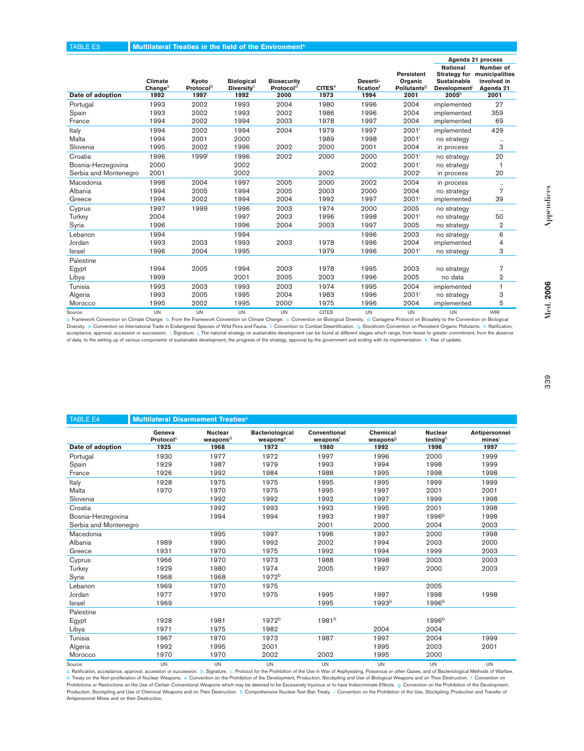## TABLE E3 Multilateral Treaties in the field of the Environment[h]

| | Climate Change[a] | Kyoto Protocol[b] | Biological Diversity[c] | Biosecurity Protocol[d] | CITES[e] | Deserti-fication[f] | Persistent Organic Pollutants[g] | Agenda 21 process: National Strategy for Sustainable Development[j] | Agenda 21 process: Number of municipalities involved in Agenda 21 |
|---|---|---|---|---|---|---|---|---|---|
| **Date of adoption** | **1992** | **1997** | **1992** | **2000** | **1973** | **1994** | **2001** | **2005[k]** | **2001** |
| Portugal | 1993 | 2002 | 1993 | 2004 | 1980 | 1996 | 2004 | implemented | 27 |
| Spain | 1993 | 2002 | 1993 | 2002 | 1986 | 1996 | 2004 | implemented | 359 |
| France | 1994 | 2002 | 1994 | 2003 | 1978 | 1997 | 2004 | implemented | 69 |
| Italy | 1994 | 2002 | 1994 | 2004 | 1979 | 1997 | 2001[i] | implemented | 429 |
| Malta | 1994 | 2001 | 2000 | | 1989 | 1998 | 2001[i] | no strategy | .. |
| Slovenia | 1995 | 2002 | 1996 | 2002 | 2000 | 2001 | 2004 | in process | 3 |
| Croatia | 1996 | 1999[i] | 1996 | 2002 | 2000 | 2000 | 2001[i] | no strategy | 20 |
| Bosnia-Herzegovina | 2000 | | 2002 | | | 2002 | 2001[i] | no strategy | 1 |
| Serbia and Montenegro | 2001 | | 2002 | | 2002 | | 2002[i] | in process | 20 |
| Macedonia | 1998 | 2004 | 1997 | 2005 | 2000 | 2002 | 2004 | in process | .. |
| Albania | 1994 | 2005 | 1994 | 2005 | 2003 | 2000 | 2004 | no strategy | 7 |
| Greece | 1994 | 2002 | 1994 | 2004 | 1992 | 1997 | 2001[i] | implemented | 39 |
| Cyprus | 1997 | 1999 | 1996 | 2003 | 1974 | 2000 | 2005 | no strategy | .. |
| Turkey | 2004 | | 1997 | 2003 | 1996 | 1998 | 2001[i] | no strategy | 50 |
| Syria | 1996 | | 1996 | 2004 | 2003 | 1997 | 2005 | no strategy | 2 |
| Lebanon | 1994 | | 1994 | | | 1996 | 2003 | no strategy | 6 |
| Jordan | 1993 | 2003 | 1993 | 2003 | 1978 | 1996 | 2004 | implemented | 4 |
| Israel | 1996 | 2004 | 1995 | | 1979 | 1996 | 2001[i] | no strategy | 3 |
| Palestine | | | | | | | | | |
| Egypt | 1994 | 2005 | 1994 | 2003 | 1978 | 1995 | 2003 | no strategy | 7 |
| Libya | 1999 | | 2001 | 2005 | 2003 | 1996 | 2005 | no data | 2 |
| Tunisia | 1993 | 2003 | 1993 | 2003 | 1974 | 1995 | 2004 | implemented | 1 |
| Algeria | 1993 | 2005 | 1995 | 2004 | 1983 | 1996 | 2001[i] | no strategy | 3 |
| Morocco | 1995 | 2002 | 1995 | 2000[i] | 1975 | 1996 | 2004 | implemented | 5 |
| Source: | UN | UN | UN | UN | CITES | UN | UN | UN | WRI |

a. Framework Convention on Climate Change. b. From the Framework Convention on Climate Change. c. Convention on Biological Diversity. d. Cartagena Protocol on Biosafety to the Convention on Biological Diversity. e. Convention on International Trade in Endangered Species of Wild Flora and Fauna. f. Convention to Combat Desertification. g. Stockholm Convention on Persistent Organic Pollutants. h. Ratification, acceptance, approval, accession or succession. i. Signature. j. The national strategy on sustainable development can be found at different stages which range, from lesser to greater commitment, from the absence of data, to the setting up of various components of sustainable development, the progress of the strategy, approval by the government and ending with its implementation. k. Year of update.

## TABLE E4 Multilateral Disarmament Treaties[a]

| | Geneva Protocol[c] | Nuclear weapons[d] | Bacteriological weapons[e] | Conventional weapons[f] | Chemical weapons[g] | Nuclear testing[h] | Antipersonnel mines[i] |
|---|---|---|---|---|---|---|---|
| **Date of adoption** | **1925** | **1968** | **1972** | **1980** | **1992** | **1996** | **1997** |
| Portugal | 1930 | 1977 | 1972 | 1997 | 1996 | 2000 | 1999 |
| Spain | 1929 | 1987 | 1979 | 1993 | 1994 | 1998 | 1999 |
| France | 1926 | 1992 | 1984 | 1988 | 1995 | 1998 | 1998 |
| Italy | 1928 | 1975 | 1975 | 1995 | 1995 | 1999 | 1999 |
| Malta | 1970 | 1970 | 1975 | 1995 | 1997 | 2001 | 2001 |
| Slovenia | | 1992 | 1992 | 1992 | 1997 | 1999 | 1998 |
| Croatia | | 1992 | 1993 | 1993 | 1995 | 2001 | 1998 |
| Bosnia-Herzegovina | | 1994 | 1994 | 1993 | 1997 | 1996[b] | 1998 |
| Serbia and Montenegro | | | | 2001 | 2000 | 2004 | 2003 |
| Macedonia | | 1995 | 1997 | 1996 | 1997 | 2000 | 1998 |
| Albania | 1989 | 1990 | 1992 | 2002 | 1994 | 2003 | 2000 |
| Greece | 1931 | 1970 | 1975 | 1992 | 1994 | 1999 | 2003 |
| Cyprus | 1966 | 1970 | 1973 | 1988 | 1998 | 2003 | 2003 |
| Turkey | 1929 | 1980 | 1974 | 2005 | 1997 | 2000 | 2003 |
| Syria | 1968 | 1968 | 1972[b] | | | | |
| Lebanon | 1969 | 1970 | 1975 | | | 2005 | |
| Jordan | 1977 | 1970 | 1975 | 1995 | 1997 | 1998 | 1998 |
| Israel | 1969 | | | 1995 | 1993[b] | 1996[b] | |
| Palestine | | | | | | | |
| Egypt | 1928 | 1981 | 1972[b] | 1981[b] | | 1996[b] | |
| Libya | 1971 | 1975 | 1982 | | 2004 | 2004 | |
| Tunisia | 1967 | 1970 | 1973 | 1987 | 1997 | 2004 | 1999 |
| Algeria | 1992 | 1995 | 2001 | | 1995 | 2003 | 2001 |
| Morocco | 1970 | 1970 | 2002 | 2002 | 1995 | 2000 | |
| Source: | UN | UN | UN | UN | UN | UN | UN |

a. Ratification, acceptance, approval, accession or succession. b. Signature. c. Protocol for the Prohibition of the Use in War of Asphyxiating, Poisonous or other Gases, and of Bacteriological Methods of Warfare. d. Treaty on the Non-proliferation of Nuclear Weapons. e. Convention on the Prohibition of the Development, Production, Stockpiling and Use of Biological Weapons and on Their Destruction. f. Convention on Prohibitions or Restrictions on the Use of Certain Conventional Weapons which may be deemed to be Excessively Injurious or to have Indiscriminate Effects. g. Convention on the Prohibition of the Development, Production, Stockpiling and Use of Chemical Weapons and on Their Destruction. h. Comprehensive Nuclear-Test-Ban Treaty. i. Convention on the Prohibition of the Use, Stockpiling, Production and Transfer of Antipersonnel Mines and on their Destruction.